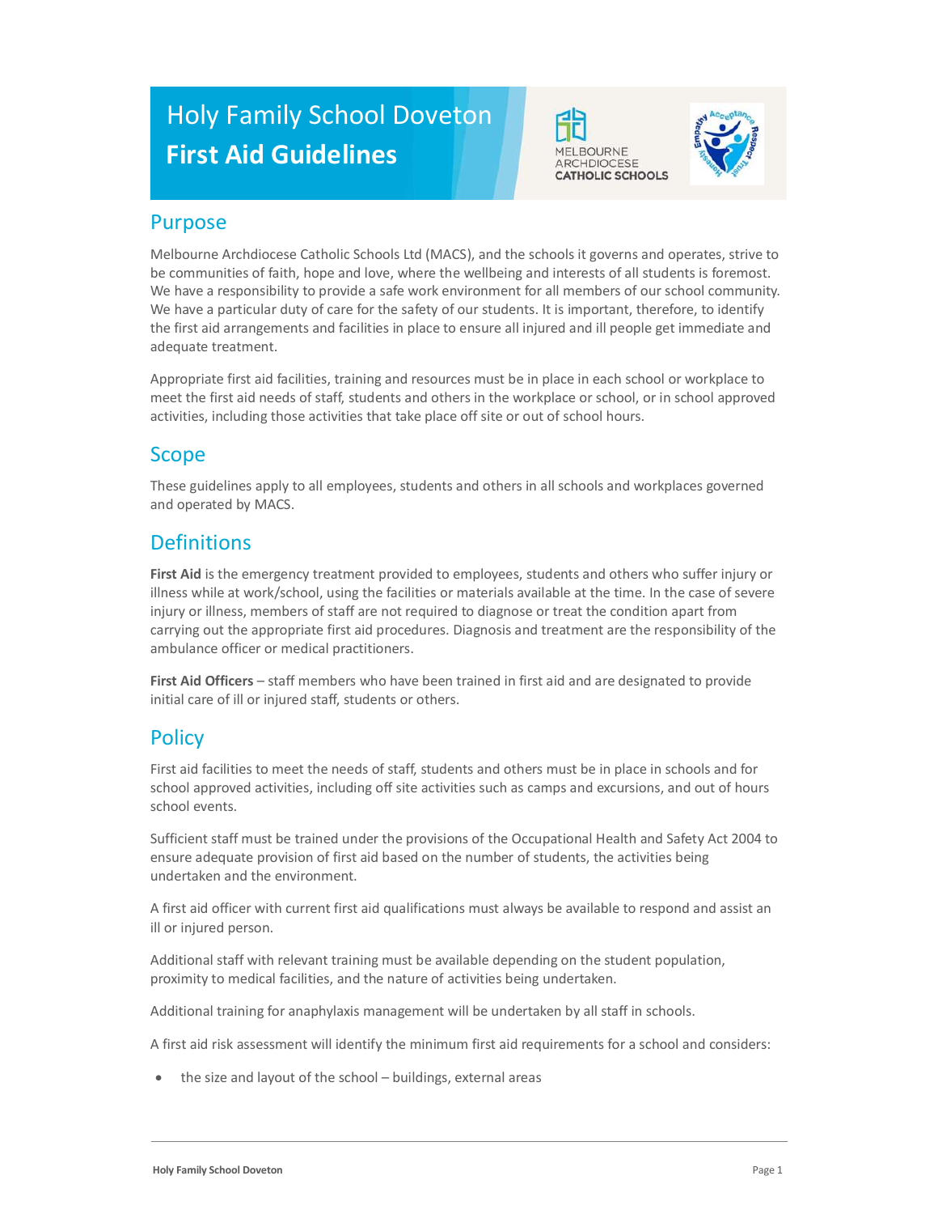# Holy Family School Doveton
# First Aid Guidelines

## Purpose

Melbourne Archdiocese Catholic Schools Ltd (MACS), and the schools it governs and operates, strive to be communities of faith, hope and love, where the wellbeing and interests of all students is foremost. We have a responsibility to provide a safe work environment for all members of our school community. We have a particular duty of care for the safety of our students. It is important, therefore, to identify the first aid arrangements and facilities in place to ensure all injured and ill people get immediate and adequate treatment.

Appropriate first aid facilities, training and resources must be in place in each school or workplace to meet the first aid needs of staff, students and others in the workplace or school, or in school approved activities, including those activities that take place off site or out of school hours.

## Scope

These guidelines apply to all employees, students and others in all schools and workplaces governed and operated by MACS.

## Definitions

**First Aid** is the emergency treatment provided to employees, students and others who suffer injury or illness while at work/school, using the facilities or materials available at the time. In the case of severe injury or illness, members of staff are not required to diagnose or treat the condition apart from carrying out the appropriate first aid procedures. Diagnosis and treatment are the responsibility of the ambulance officer or medical practitioners.

**First Aid Officers** – staff members who have been trained in first aid and are designated to provide initial care of ill or injured staff, students or others.

## Policy

First aid facilities to meet the needs of staff, students and others must be in place in schools and for school approved activities, including off site activities such as camps and excursions, and out of hours school events.

Sufficient staff must be trained under the provisions of the Occupational Health and Safety Act 2004 to ensure adequate provision of first aid based on the number of students, the activities being undertaken and the environment.

A first aid officer with current first aid qualifications must always be available to respond and assist an ill or injured person.

Additional staff with relevant training must be available depending on the student population, proximity to medical facilities, and the nature of activities being undertaken.

Additional training for anaphylaxis management will be undertaken by all staff in schools.

A first aid risk assessment will identify the minimum first aid requirements for a school and considers:

- the size and layout of the school – buildings, external areas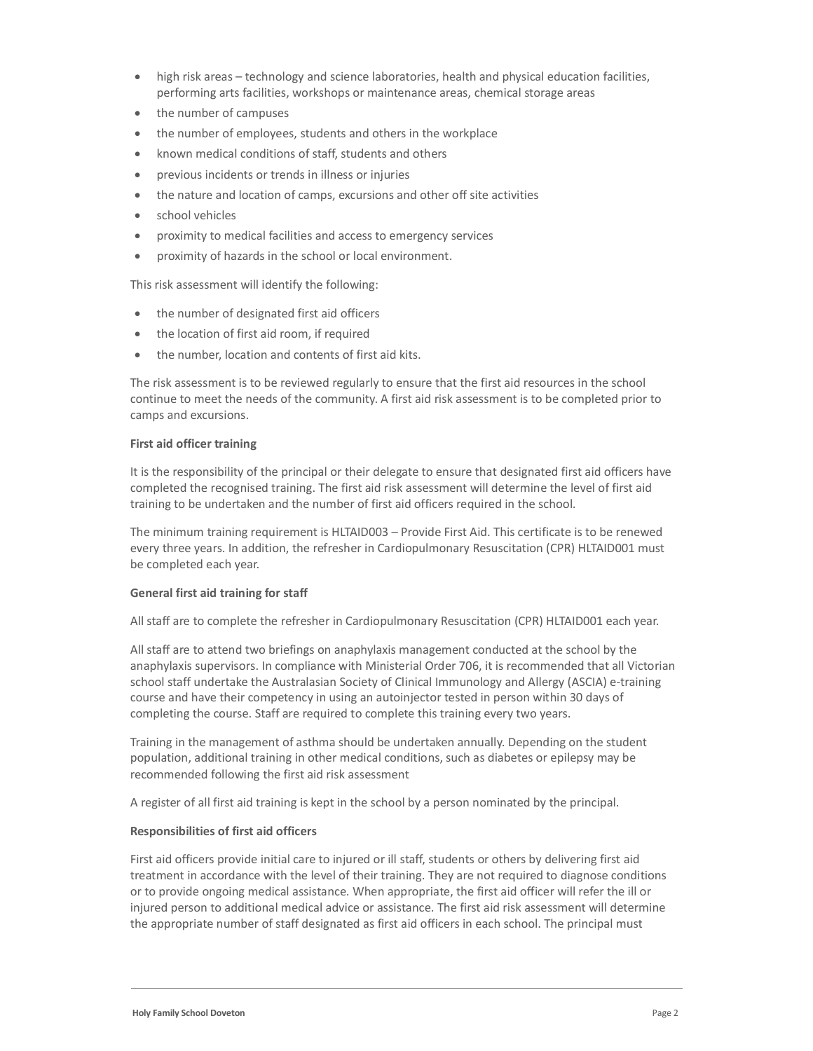- high risk areas – technology and science laboratories, health and physical education facilities, performing arts facilities, workshops or maintenance areas, chemical storage areas
- the number of campuses
- the number of employees, students and others in the workplace
- known medical conditions of staff, students and others
- previous incidents or trends in illness or injuries
- the nature and location of camps, excursions and other off site activities
- school vehicles
- proximity to medical facilities and access to emergency services
- proximity of hazards in the school or local environment.

This risk assessment will identify the following:

- the number of designated first aid officers
- the location of first aid room, if required
- the number, location and contents of first aid kits.

The risk assessment is to be reviewed regularly to ensure that the first aid resources in the school continue to meet the needs of the community. A first aid risk assessment is to be completed prior to camps and excursions.

**First aid officer training**

It is the responsibility of the principal or their delegate to ensure that designated first aid officers have completed the recognised training. The first aid risk assessment will determine the level of first aid training to be undertaken and the number of first aid officers required in the school.

The minimum training requirement is HLTAID003 – Provide First Aid. This certificate is to be renewed every three years. In addition, the refresher in Cardiopulmonary Resuscitation (CPR) HLTAID001 must be completed each year.

**General first aid training for staff**

All staff are to complete the refresher in Cardiopulmonary Resuscitation (CPR) HLTAID001 each year.

All staff are to attend two briefings on anaphylaxis management conducted at the school by the anaphylaxis supervisors. In compliance with Ministerial Order 706, it is recommended that all Victorian school staff undertake the Australasian Society of Clinical Immunology and Allergy (ASCIA) e-training course and have their competency in using an autoinjector tested in person within 30 days of completing the course. Staff are required to complete this training every two years.

Training in the management of asthma should be undertaken annually. Depending on the student population, additional training in other medical conditions, such as diabetes or epilepsy may be recommended following the first aid risk assessment

A register of all first aid training is kept in the school by a person nominated by the principal.

**Responsibilities of first aid officers**

First aid officers provide initial care to injured or ill staff, students or others by delivering first aid treatment in accordance with the level of their training. They are not required to diagnose conditions or to provide ongoing medical assistance. When appropriate, the first aid officer will refer the ill or injured person to additional medical advice or assistance. The first aid risk assessment will determine the appropriate number of staff designated as first aid officers in each school. The principal must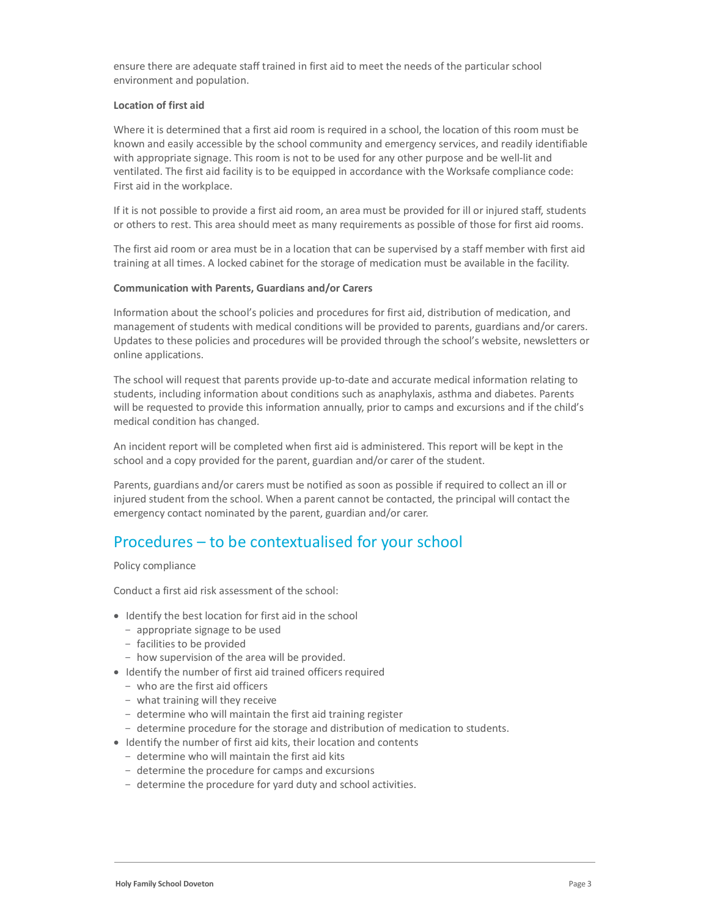ensure there are adequate staff trained in first aid to meet the needs of the particular school environment and population.

**Location of first aid**

Where it is determined that a first aid room is required in a school, the location of this room must be known and easily accessible by the school community and emergency services, and readily identifiable with appropriate signage. This room is not to be used for any other purpose and be well-lit and ventilated. The first aid facility is to be equipped in accordance with the Worksafe compliance code: First aid in the workplace.

If it is not possible to provide a first aid room, an area must be provided for ill or injured staff, students or others to rest. This area should meet as many requirements as possible of those for first aid rooms.

The first aid room or area must be in a location that can be supervised by a staff member with first aid training at all times. A locked cabinet for the storage of medication must be available in the facility.

**Communication with Parents, Guardians and/or Carers**

Information about the school's policies and procedures for first aid, distribution of medication, and management of students with medical conditions will be provided to parents, guardians and/or carers. Updates to these policies and procedures will be provided through the school's website, newsletters or online applications.

The school will request that parents provide up-to-date and accurate medical information relating to students, including information about conditions such as anaphylaxis, asthma and diabetes. Parents will be requested to provide this information annually, prior to camps and excursions and if the child's medical condition has changed.

An incident report will be completed when first aid is administered. This report will be kept in the school and a copy provided for the parent, guardian and/or carer of the student.

Parents, guardians and/or carers must be notified as soon as possible if required to collect an ill or injured student from the school. When a parent cannot be contacted, the principal will contact the emergency contact nominated by the parent, guardian and/or carer.

## Procedures – to be contextualised for your school

Policy compliance

Conduct a first aid risk assessment of the school:

- Identify the best location for first aid in the school
  - appropriate signage to be used
  - facilities to be provided
  - how supervision of the area will be provided.
- Identify the number of first aid trained officers required
  - who are the first aid officers
  - what training will they receive
  - determine who will maintain the first aid training register
  - determine procedure for the storage and distribution of medication to students.
- Identify the number of first aid kits, their location and contents
  - determine who will maintain the first aid kits
  - determine the procedure for camps and excursions
  - determine the procedure for yard duty and school activities.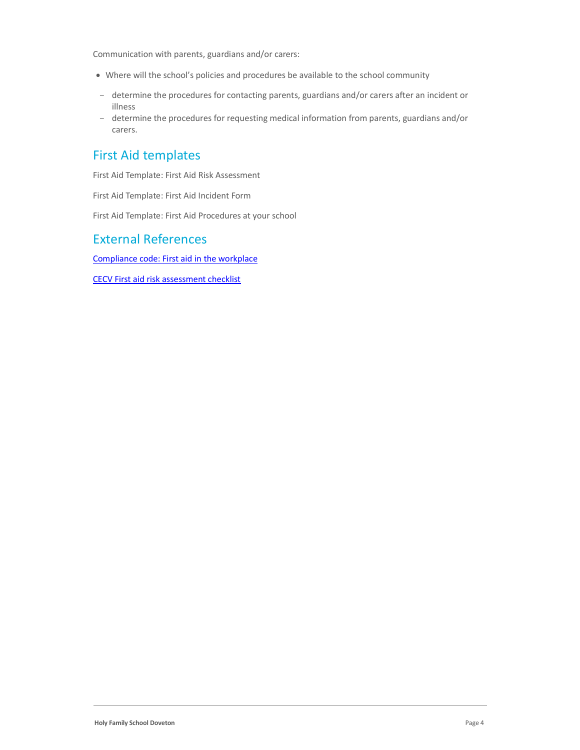Communication with parents, guardians and/or carers:

- Where will the school's policies and procedures be available to the school community
  - determine the procedures for contacting parents, guardians and/or carers after an incident or illness
  - determine the procedures for requesting medical information from parents, guardians and/or carers.

## First Aid templates

First Aid Template: First Aid Risk Assessment

First Aid Template: First Aid Incident Form

First Aid Template: First Aid Procedures at your school

## External References

Compliance code: First aid in the workplace

CECV First aid risk assessment checklist